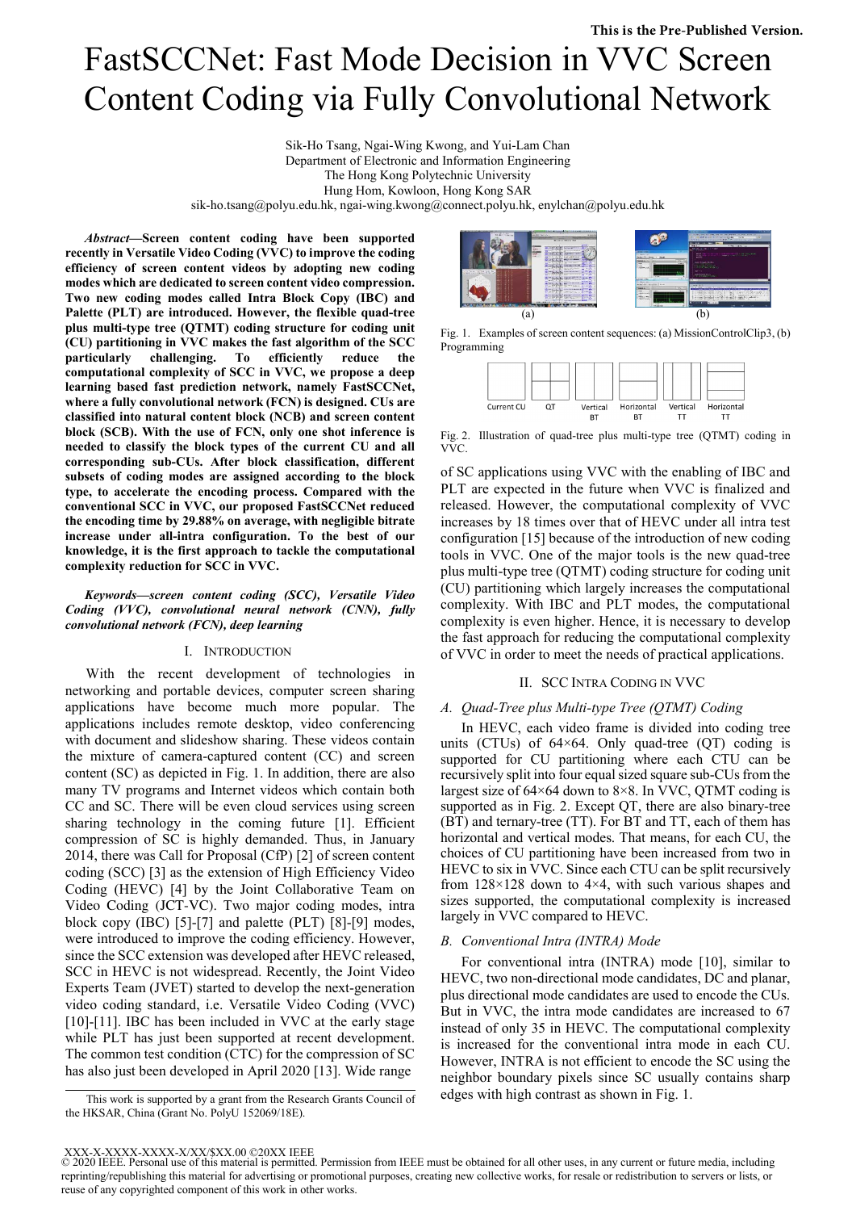This is the Pre-Published Version.

# FastSCCNet: Fast Mode Decision in VVC Screen Content Coding via Fully Convolutional Network

Sik-Ho Tsang, Ngai-Wing Kwong, and Yui-Lam Chan
Department of Electronic and Information Engineering
The Hong Kong Polytechnic University
Hung Hom, Kowloon, Hong Kong SAR
sik-ho.tsang@polyu.edu.hk, ngai-wing.kwong@connect.polyu.hk, enylchan@polyu.edu.hk

***Abstract*—Screen content coding have been supported recently in Versatile Video Coding (VVC) to improve the coding efficiency of screen content videos by adopting new coding modes which are dedicated to screen content video compression. Two new coding modes called Intra Block Copy (IBC) and Palette (PLT) are introduced. However, the flexible quad-tree plus multi-type tree (QTMT) coding structure for coding unit (CU) partitioning in VVC makes the fast algorithm of the SCC particularly challenging. To efficiently reduce the computational complexity of SCC in VVC, we propose a deep learning based fast prediction network, namely FastSCCNet, where a fully convolutional network (FCN) is designed. CUs are classified into natural content block (NCB) and screen content block (SCB). With the use of FCN, only one shot inference is needed to classify the block types of the current CU and all corresponding sub-CUs. After block classification, different subsets of coding modes are assigned according to the block type, to accelerate the encoding process. Compared with the conventional SCC in VVC, our proposed FastSCCNet reduced the encoding time by 29.88% on average, with negligible bitrate increase under all-intra configuration. To the best of our knowledge, it is the first approach to tackle the computational complexity reduction for SCC in VVC.**

***Keywords—screen content coding (SCC), Versatile Video Coding (VVC), convolutional neural network (CNN), fully convolutional network (FCN), deep learning***

## I. Introduction

With the recent development of technologies in networking and portable devices, computer screen sharing applications have become much more popular. The applications includes remote desktop, video conferencing with document and slideshow sharing. These videos contain the mixture of camera-captured content (CC) and screen content (SC) as depicted in Fig. 1. In addition, there are also many TV programs and Internet videos which contain both CC and SC. There will be even cloud services using screen sharing technology in the coming future [1]. Efficient compression of SC is highly demanded. Thus, in January 2014, there was Call for Proposal (CfP) [2] of screen content coding (SCC) [3] as the extension of High Efficiency Video Coding (HEVC) [4] by the Joint Collaborative Team on Video Coding (JCT-VC). Two major coding modes, intra block copy (IBC) [5]-[7] and palette (PLT) [8]-[9] modes, were introduced to improve the coding efficiency. However, since the SCC extension was developed after HEVC released, SCC in HEVC is not widespread. Recently, the Joint Video Experts Team (JVET) started to develop the next-generation video coding standard, i.e. Versatile Video Coding (VVC) [10]-[11]. IBC has been included in VVC at the early stage while PLT has just been supported at recent development. The common test condition (CTC) for the compression of SC has also just been developed in April 2020 [13]. Wide range of SC applications using VVC with the enabling of IBC and PLT are expected in the future when VVC is finalized and released. However, the computational complexity of VVC increases by 18 times over that of HEVC under all intra test configuration [15] because of the introduction of new coding tools in VVC. One of the major tools is the new quad-tree plus multi-type tree (QTMT) coding structure for coding unit (CU) partitioning which largely increases the computational complexity. With IBC and PLT modes, the computational complexity is even higher. Hence, it is necessary to develop the fast approach for reducing the computational complexity of VVC in order to meet the needs of practical applications.

(a) (b)

Fig. 1. Examples of screen content sequences: (a) MissionControlClip3, (b) Programming

Current CU | QT | Vertical BT | Horizontal BT | Vertical TT | Horizontal TT

Fig. 2. Illustration of quad-tree plus multi-type tree (QTMT) coding in VVC.

## II. SCC Intra Coding in VVC

### *A. Quad-Tree plus Multi-type Tree (QTMT) Coding*

In HEVC, each video frame is divided into coding tree units (CTUs) of 64×64. Only quad-tree (QT) coding is supported for CU partitioning where each CTU can be recursively split into four equal sized square sub-CUs from the largest size of 64×64 down to 8×8. In VVC, QTMT coding is supported as in Fig. 2. Except QT, there are also binary-tree (BT) and ternary-tree (TT). For BT and TT, each of them has horizontal and vertical modes. That means, for each CU, the choices of CU partitioning have been increased from two in HEVC to six in VVC. Since each CTU can be split recursively from 128×128 down to 4×4, with such various shapes and sizes supported, the computational complexity is increased largely in VVC compared to HEVC.

### *B. Conventional Intra (INTRA) Mode*

For conventional intra (INTRA) mode [10], similar to HEVC, two non-directional mode candidates, DC and planar, plus directional mode candidates are used to encode the CUs. But in VVC, the intra mode candidates are increased to 67 instead of only 35 in HEVC. The computational complexity is increased for the conventional intra mode in each CU. However, INTRA is not efficient to encode the SC using the neighbor boundary pixels since SC usually contains sharp edges with high contrast as shown in Fig. 1.

This work is supported by a grant from the Research Grants Council of the HKSAR, China (Grant No. PolyU 152069/18E).

XXX-X-XXXX-XXXX-X/XX/$XX.00 ©20XX IEEE
© 2020 IEEE. Personal use of this material is permitted. Permission from IEEE must be obtained for all other uses, in any current or future media, including reprinting/republishing this material for advertising or promotional purposes, creating new collective works, for resale or redistribution to servers or lists, or reuse of any copyrighted component of this work in other works.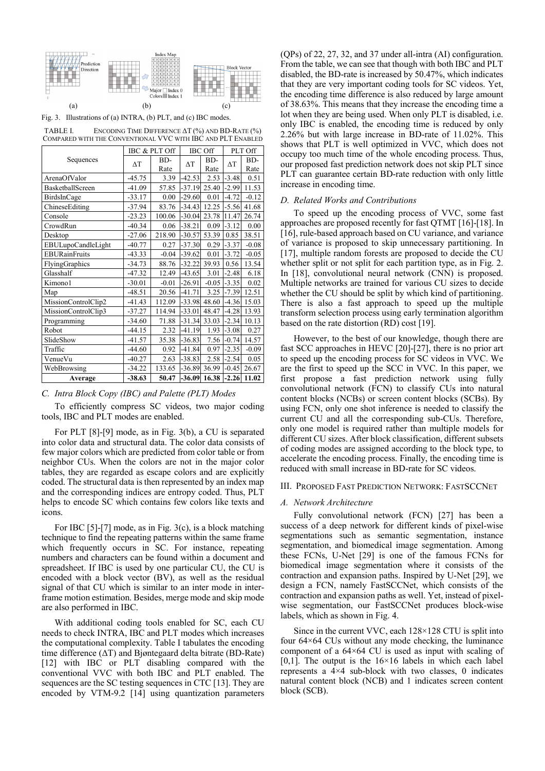Fig. 3. Illustrations of (a) INTRA, (b) PLT, and (c) IBC modes.

TABLE I. ENCODING TIME DIFFERENCE ΔT (%) AND BD-RATE (%) COMPARED WITH THE CONVENTIONAL VVC WITH IBC AND PLT ENABLED

| Sequences | IBC & PLT Off | | IBC Off | | PLT Off | |
|---|---|---|---|---|---|---|
| | ΔT | BD-Rate | ΔT | BD-Rate | ΔT | BD-Rate |
| ArenaOfValor | -45.75 | 3.39 | -42.53 | 2.53 | -3.48 | 0.51 |
| BasketballScreen | -41.09 | 57.85 | -37.19 | 25.40 | -2.99 | 11.53 |
| BirdsInCage | -33.17 | 0.00 | -29.60 | 0.01 | -4.72 | -0.12 |
| ChineseEditing | -37.94 | 83.76 | -34.43 | 12.25 | -5.56 | 41.68 |
| Console | -23.23 | 100.06 | -30.04 | 23.78 | 11.47 | 26.74 |
| CrowdRun | -40.34 | 0.06 | -38.21 | 0.09 | -3.12 | 0.00 |
| Desktop | -27.06 | 218.90 | -30.57 | 53.39 | 0.85 | 38.51 |
| EBULupoCandleLight | -40.77 | 0.27 | -37.30 | 0.29 | -3.37 | -0.08 |
| EBURainFruits | -43.33 | -0.04 | -39.62 | 0.01 | -3.72 | -0.05 |
| FlyingGraphics | -34.73 | 88.76 | -32.22 | 39.93 | 0.56 | 13.54 |
| Glasshalf | -47.32 | 12.49 | -43.65 | 3.01 | -2.48 | 6.18 |
| Kimono1 | -30.01 | -0.01 | -26.91 | -0.05 | -3.35 | 0.02 |
| Map | -48.51 | 20.56 | -41.71 | 3.25 | -7.39 | 12.51 |
| MissionControlClip2 | -41.43 | 112.09 | -33.98 | 48.60 | -4.36 | 15.03 |
| MissionControlClip3 | -37.27 | 114.94 | -33.01 | 48.47 | -4.28 | 13.93 |
| Programming | -34.60 | 71.88 | -31.34 | 33.03 | -2.34 | 10.13 |
| Robot | -44.15 | 2.32 | -41.19 | 1.93 | -3.08 | 0.27 |
| SlideShow | -41.57 | 35.38 | -36.83 | 7.56 | -0.74 | 14.57 |
| Traffic | -44.60 | 0.92 | -41.84 | 0.97 | -2.35 | -0.09 |
| VenueVu | -40.27 | 2.63 | -38.83 | 2.58 | -2.54 | 0.05 |
| WebBrowsing | -34.22 | 133.65 | -36.89 | 36.99 | -0.45 | 26.67 |
| **Average** | **-38.63** | **50.47** | **-36.09** | **16.38** | **-2.26** | **11.02** |

### C. Intra Block Copy (IBC) and Palette (PLT) Modes

To efficiently compress SC videos, two major coding tools, IBC and PLT modes are enabled.

For PLT [8]-[9] mode, as in Fig. 3(b), a CU is separated into color data and structural data. The color data consists of few major colors which are predicted from color table or from neighbor CUs. When the colors are not in the major color tables, they are regarded as escape colors and are explicitly coded. The structural data is then represented by an index map and the corresponding indices are entropy coded. Thus, PLT helps to encode SC which contains few colors like texts and icons.

For IBC [5]-[7] mode, as in Fig. 3(c), is a block matching technique to find the repeating patterns within the same frame which frequently occurs in SC. For instance, repeating numbers and characters can be found within a document and spreadsheet. If IBC is used by one particular CU, the CU is encoded with a block vector (BV), as well as the residual signal of that CU which is similar to an inter mode in inter-frame motion estimation. Besides, merge mode and skip mode are also performed in IBC.

With additional coding tools enabled for SC, each CU needs to check INTRA, IBC and PLT modes which increases the computational complexity. Table I tabulates the encoding time difference (ΔT) and Bjøntegaard delta bitrate (BD-Rate) [12] with IBC or PLT disabling compared with the conventional VVC with both IBC and PLT enabled. The sequences are the SC testing sequences in CTC [13]. They are encoded by VTM-9.2 [14] using quantization parameters (QPs) of 22, 27, 32, and 37 under all-intra (AI) configuration. From the table, we can see that though with both IBC and PLT disabled, the BD-rate is increased by 50.47%, which indicates that they are very important coding tools for SC videos. Yet, the encoding time difference is also reduced by large amount of 38.63%. This means that they increase the encoding time a lot when they are being used. When only PLT is disabled, i.e. only IBC is enabled, the encoding time is reduced by only 2.26% but with large increase in BD-rate of 11.02%. This shows that PLT is well optimized in VVC, which does not occupy too much time of the whole encoding process. Thus, our proposed fast prediction network does not skip PLT since PLT can guarantee certain BD-rate reduction with only little increase in encoding time.

### D. Related Works and Contributions

To speed up the encoding process of VVC, some fast approaches are proposed recently for fast QTMT [16]-[18]. In [16], rule-based approach based on CU variance, and variance of variance is proposed to skip unnecessary partitioning. In [17], multiple random forests are proposed to decide the CU whether split or not split for each partition type, as in Fig. 2. In [18], convolutional neural network (CNN) is proposed. Multiple networks are trained for various CU sizes to decide whether the CU should be split by which kind of partitioning. There is also a fast approach to speed up the multiple transform selection process using early termination algorithm based on the rate distortion (RD) cost [19].

However, to the best of our knowledge, though there are fast SCC approaches in HEVC [20]-[27], there is no prior art to speed up the encoding process for SC videos in VVC. We are the first to speed up the SCC in VVC. In this paper, we first propose a fast prediction network using fully convolutional network (FCN) to classify CUs into natural content blocks (NCBs) or screen content blocks (SCBs). By using FCN, only one shot inference is needed to classify the current CU and all the corresponding sub-CUs. Therefore, only one model is required rather than multiple models for different CU sizes. After block classification, different subsets of coding modes are assigned according to the block type, to accelerate the encoding process. Finally, the encoding time is reduced with small increase in BD-rate for SC videos.

## III. PROPOSED FAST PREDICTION NETWORK: FASTSCCNET

### A. Network Architecture

Fully convolutional network (FCN) [27] has been a success of a deep network for different kinds of pixel-wise segmentations such as semantic segmentation, instance segmentation, and biomedical image segmentation. Among these FCNs, U-Net [29] is one of the famous FCNs for biomedical image segmentation where it consists of the contraction and expansion paths. Inspired by U-Net [29], we design a FCN, namely FastSCCNet, which consists of the contraction and expansion paths as well. Yet, instead of pixel-wise segmentation, our FastSCCNet produces block-wise labels, which as shown in Fig. 4.

Since in the current VVC, each 128×128 CTU is split into four 64×64 CUs without any mode checking, the luminance component of a 64×64 CU is used as input with scaling of [0,1]. The output is the 16×16 labels in which each label represents a 4×4 sub-block with two classes, 0 indicates natural content block (NCB) and 1 indicates screen content block (SCB).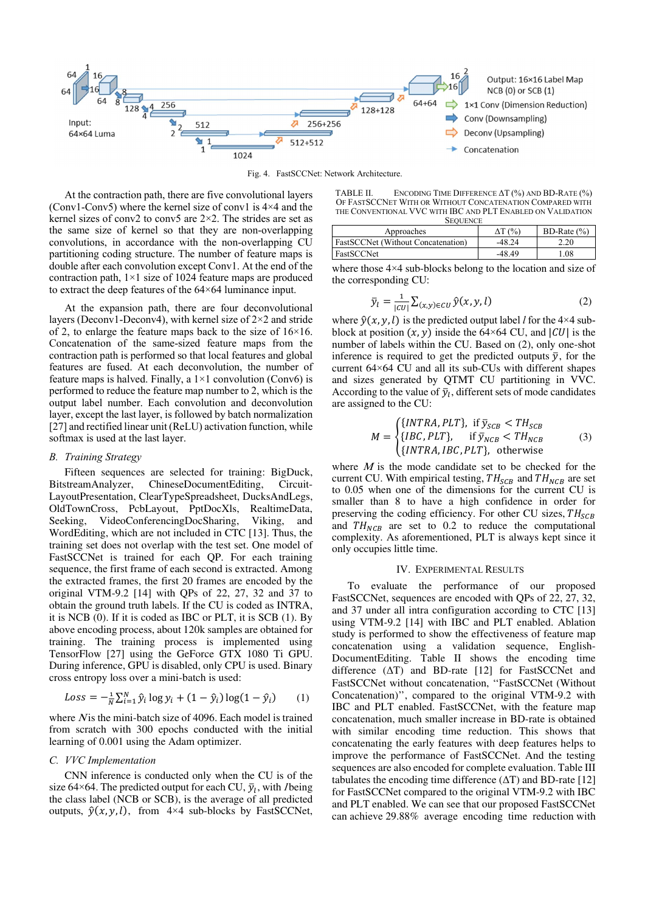Fig. 4. FastSCCNet: Network Architecture.

At the contraction path, there are five convolutional layers (Conv1-Conv5) where the kernel size of conv1 is 4×4 and the kernel sizes of conv2 to conv5 are 2×2. The strides are set as the same size of kernel so that they are non-overlapping convolutions, in accordance with the non-overlapping CU partitioning coding structure. The number of feature maps is double after each convolution except Conv1. At the end of the contraction path, 1×1 size of 1024 feature maps are produced to extract the deep features of the 64×64 luminance input.

At the expansion path, there are four deconvolutional layers (Deconv1-Deconv4), with kernel size of 2×2 and stride of 2, to enlarge the feature maps back to the size of 16×16. Concatenation of the same-sized feature maps from the contraction path is performed so that local features and global features are fused. At each deconvolution, the number of feature maps is halved. Finally, a 1×1 convolution (Conv6) is performed to reduce the feature map number to 2, which is the output label number. Each convolution and deconvolution layer, except the last layer, is followed by batch normalization [27] and rectified linear unit (ReLU) activation function, while softmax is used at the last layer.

### B. Training Strategy

Fifteen sequences are selected for training: BigDuck, BitstreamAnalyzer, ChineseDocumentEditing, CircuitLayoutPresentation, ClearTypeSpreadsheet, DucksAndLegs, OldTownCross, PcbLayout, PptDocXls, RealtimeData, Seeking, VideoConferencingDocSharing, Viking, and WordEditing, which are not included in CTC [13]. Thus, the training set does not overlap with the test set. One model of FastSCCNet is trained for each QP. For each training sequence, the first frame of each second is extracted. Among the extracted frames, the first 20 frames are encoded by the original VTM-9.2 [14] with QPs of 22, 27, 32 and 37 to obtain the ground truth labels. If the CU is coded as INTRA, it is NCB (0). If it is coded as IBC or PLT, it is SCB (1). By above encoding process, about 120k samples are obtained for training. The training process is implemented using TensorFlow [27] using the GeForce GTX 1080 Ti GPU. During inference, GPU is disabled, only CPU is used. Binary cross entropy loss over a mini-batch is used:

$$Loss = -\frac{1}{N}\sum_{i=1}^{N} \hat{y}_i \log y_i + (1 - \hat{y}_i)\log(1 - \hat{y}_i) \quad (1)$$

where $N$ is the mini-batch size of 4096. Each model is trained from scratch with 300 epochs conducted with the initial learning of 0.001 using the Adam optimizer.

### C. VVC Implementation

CNN inference is conducted only when the CU is of the size 64×64. The predicted output for each CU, $\bar{y}_l$, with $l$ being the class label (NCB or SCB), is the average of all predicted outputs, $\hat{y}(x, y, l)$, from 4×4 sub-blocks by FastSCCNet, where those 4×4 sub-blocks belong to the location and size of the corresponding CU:

$$\bar{y}_l = \frac{1}{|CU|}\sum_{(x,y)\in CU} \hat{y}(x, y, l) \quad (2)$$

where $\hat{y}(x, y, l)$ is the predicted output label $l$ for the 4×4 sub-block at position $(x, y)$ inside the 64×64 CU, and $|CU|$ is the number of labels within the CU. Based on (2), only one-shot inference is required to get the predicted outputs $\bar{y}$, for the current 64×64 CU and all its sub-CUs with different shapes and sizes generated by QTMT CU partitioning in VVC. According to the value of $\bar{y}_l$, different sets of mode candidates are assigned to the CU:

$$M = \begin{cases} \{INTRA, PLT\}, & \text{if } \bar{y}_{SCB} < TH_{SCB} \\ \{IBC, PLT\}, & \text{if } \bar{y}_{NCB} < TH_{NCB} \\ \{INTRA, IBC, PLT\}, & \text{otherwise} \end{cases} \quad (3)$$

where $M$ is the mode candidate set to be checked for the current CU. With empirical testing, $TH_{SCB}$ and $TH_{NCB}$ are set to 0.05 when one of the dimensions for the current CU is smaller than 8 to have a high confidence in order for preserving the coding efficiency. For other CU sizes, $TH_{SCB}$ and $TH_{NCB}$ are set to 0.2 to reduce the computational complexity. As aforementioned, PLT is always kept since it only occupies little time.

TABLE II. Encoding Time Difference ΔT (%) and BD-Rate (%) of FastSCCNet With or Without Concatenation Compared with the Conventional VVC with IBC and PLT Enabled on Validation Sequence

| Approaches | ΔT (%) | BD-Rate (%) |
|---|---|---|
| FastSCCNet (Without Concatenation) | -48.24 | 2.20 |
| FastSCCNet | -48.49 | 1.08 |

## IV. Experimental Results

To evaluate the performance of our proposed FastSCCNet, sequences are encoded with QPs of 22, 27, 32, and 37 under all intra configuration according to CTC [13] using VTM-9.2 [14] with IBC and PLT enabled. Ablation study is performed to show the effectiveness of feature map concatenation using a validation sequence, English-DocumentEditing. Table II shows the encoding time difference (ΔT) and BD-rate [12] for FastSCCNet and FastSCCNet without concatenation, "FastSCCNet (Without Concatenation)", compared to the original VTM-9.2 with IBC and PLT enabled. FastSCCNet, with the feature map concatenation, much smaller increase in BD-rate is obtained with similar encoding time reduction. This shows that concatenating the early features with deep features helps to improve the performance of FastSCCNet. And the testing sequences are also encoded for complete evaluation. Table III tabulates the encoding time difference (ΔT) and BD-rate [12] for FastSCCNet compared to the original VTM-9.2 with IBC and PLT enabled. We can see that our proposed FastSCCNet can achieve 29.88% average encoding time reduction with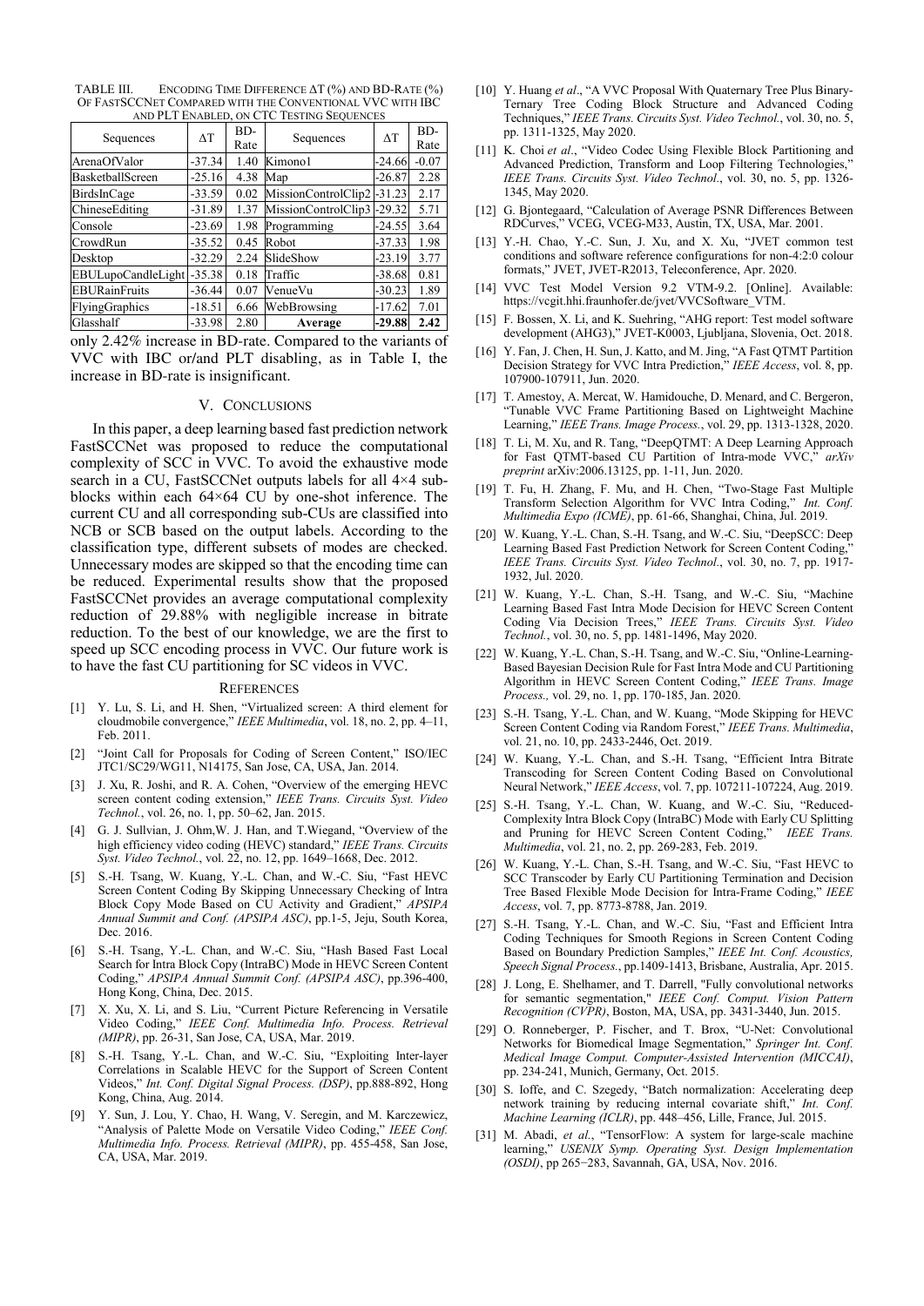TABLE III. ENCODING TIME DIFFERENCE ΔT (%) AND BD-RATE (%) OF FASTSCCNET COMPARED WITH THE CONVENTIONAL VVC WITH IBC AND PLT ENABLED, ON CTC TESTING SEQUENCES

| Sequences | ΔT | BD-Rate | Sequences | ΔT | BD-Rate |
|---|---|---|---|---|---|
| ArenaOfValor | -37.34 | 1.40 | Kimono1 | -24.66 | -0.07 |
| BasketballScreen | -25.16 | 4.38 | Map | -26.87 | 2.28 |
| BirdsInCage | -33.59 | 0.02 | MissionControlClip2 | -31.23 | 2.17 |
| ChineseEditing | -31.89 | 1.37 | MissionControlClip3 | -29.32 | 5.71 |
| Console | -23.69 | 1.98 | Programming | -24.55 | 3.64 |
| CrowdRun | -35.52 | 0.45 | Robot | -37.33 | 1.98 |
| Desktop | -32.29 | 2.24 | SlideShow | -23.19 | 3.77 |
| EBULupoCandleLight | -35.38 | 0.18 | Traffic | -38.68 | 0.81 |
| EBURainFruits | -36.44 | 0.07 | VenueVu | -30.23 | 1.89 |
| FlyingGraphics | -18.51 | 6.66 | WebBrowsing | -17.62 | 7.01 |
| Glasshalf | -33.98 | 2.80 | **Average** | **-29.88** | **2.42** |

only 2.42% increase in BD-rate. Compared to the variants of VVC with IBC or/and PLT disabling, as in Table I, the increase in BD-rate is insignificant.

## V. CONCLUSIONS

In this paper, a deep learning based fast prediction network FastSCCNet was proposed to reduce the computational complexity of SCC in VVC. To avoid the exhaustive mode search in a CU, FastSCCNet outputs labels for all 4×4 sub-blocks within each 64×64 CU by one-shot inference. The current CU and all corresponding sub-CUs are classified into NCB or SCB based on the output labels. According to the classification type, different subsets of modes are checked. Unnecessary modes are skipped so that the encoding time can be reduced. Experimental results show that the proposed FastSCCNet provides an average computational complexity reduction of 29.88% with negligible increase in bitrate reduction. To the best of our knowledge, we are the first to speed up SCC encoding process in VVC. Our future work is to have the fast CU partitioning for SC videos in VVC.

## REFERENCES

[1] Y. Lu, S. Li, and H. Shen, "Virtualized screen: A third element for cloudmobile convergence," *IEEE Multimedia*, vol. 18, no. 2, pp. 4–11, Feb. 2011.

[2] "Joint Call for Proposals for Coding of Screen Content," ISO/IEC JTC1/SC29/WG11, N14175, San Jose, CA, USA, Jan. 2014.

[3] J. Xu, R. Joshi, and R. A. Cohen, "Overview of the emerging HEVC screen content coding extension," *IEEE Trans. Circuits Syst. Video Technol.*, vol. 26, no. 1, pp. 50–62, Jan. 2015.

[4] G. J. Sullvian, J. Ohm,W. J. Han, and T.Wiegand, "Overview of the high efficiency video coding (HEVC) standard," *IEEE Trans. Circuits Syst. Video Technol.*, vol. 22, no. 12, pp. 1649–1668, Dec. 2012.

[5] S.-H. Tsang, W. Kuang, Y.-L. Chan, and W.-C. Siu, "Fast HEVC Screen Content Coding By Skipping Unnecessary Checking of Intra Block Copy Mode Based on CU Activity and Gradient," *APSIPA Annual Summit and Conf. (APSIPA ASC)*, pp.1-5, Jeju, South Korea, Dec. 2016.

[6] S.-H. Tsang, Y.-L. Chan, and W.-C. Siu, "Hash Based Fast Local Search for Intra Block Copy (IntraBC) Mode in HEVC Screen Content Coding," *APSIPA Annual Summit Conf. (APSIPA ASC)*, pp.396-400, Hong Kong, China, Dec. 2015.

[7] X. Xu, X. Li, and S. Liu, "Current Picture Referencing in Versatile Video Coding," *IEEE Conf. Multimedia Info. Process. Retrieval (MIPR)*, pp. 26-31, San Jose, CA, USA, Mar. 2019.

[8] S.-H. Tsang, Y.-L. Chan, and W.-C. Siu, "Exploiting Inter-layer Correlations in Scalable HEVC for the Support of Screen Content Videos," *Int. Conf. Digital Signal Process. (DSP)*, pp.888-892, Hong Kong, China, Aug. 2014.

[9] Y. Sun, J. Lou, Y. Chao, H. Wang, V. Seregin, and M. Karczewicz, "Analysis of Palette Mode on Versatile Video Coding," *IEEE Conf. Multimedia Info. Process. Retrieval (MIPR)*, pp. 455-458, San Jose, CA, USA, Mar. 2019.

[10] Y. Huang *et al*., "A VVC Proposal With Quaternary Tree Plus Binary-Ternary Tree Coding Block Structure and Advanced Coding Techniques," *IEEE Trans. Circuits Syst. Video Technol.*, vol. 30, no. 5, pp. 1311-1325, May 2020.

[11] K. Choi *et al*., "Video Codec Using Flexible Block Partitioning and Advanced Prediction, Transform and Loop Filtering Technologies," *IEEE Trans. Circuits Syst. Video Technol.*, vol. 30, no. 5, pp. 1326-1345, May 2020.

[12] G. Bjontegaard, "Calculation of Average PSNR Differences Between RDCurves," VCEG, VCEG-M33, Austin, TX, USA, Mar. 2001.

[13] Y.-H. Chao, Y.-C. Sun, J. Xu, and X. Xu, "JVET common test conditions and software reference configurations for non-4:2:0 colour formats," JVET, JVET-R2013, Teleconference, Apr. 2020.

[14] VVC Test Model Version 9.2 VTM-9.2. [Online]. Available: https://vcgit.hhi.fraunhofer.de/jvet/VVCSoftware_VTM.

[15] F. Bossen, X. Li, and K. Suehring, "AHG report: Test model software development (AHG3)," JVET-K0003, Ljubljana, Slovenia, Oct. 2018.

[16] Y. Fan, J. Chen, H. Sun, J. Katto, and M. Jing, "A Fast QTMT Partition Decision Strategy for VVC Intra Prediction," *IEEE Access*, vol. 8, pp. 107900-107911, Jun. 2020.

[17] T. Amestoy, A. Mercat, W. Hamidouche, D. Menard, and C. Bergeron, "Tunable VVC Frame Partitioning Based on Lightweight Machine Learning," *IEEE Trans. Image Process.*, vol. 29, pp. 1313-1328, 2020.

[18] T. Li, M. Xu, and R. Tang, "DeepQTMT: A Deep Learning Approach for Fast QTMT-based CU Partition of Intra-mode VVC," *arXiv preprint* arXiv:2006.13125, pp. 1-11, Jun. 2020.

[19] T. Fu, H. Zhang, F. Mu, and H. Chen, "Two-Stage Fast Multiple Transform Selection Algorithm for VVC Intra Coding," *Int. Conf. Multimedia Expo (ICME)*, pp. 61-66, Shanghai, China, Jul. 2019.

[20] W. Kuang, Y.-L. Chan, S.-H. Tsang, and W.-C. Siu, "DeepSCC: Deep Learning Based Fast Prediction Network for Screen Content Coding," *IEEE Trans. Circuits Syst. Video Technol.*, vol. 30, no. 7, pp. 1917-1932, Jul. 2020.

[21] W. Kuang, Y.-L. Chan, S.-H. Tsang, and W.-C. Siu, "Machine Learning Based Fast Intra Mode Decision for HEVC Screen Content Coding Via Decision Trees," *IEEE Trans. Circuits Syst. Video Technol.*, vol. 30, no. 5, pp. 1481-1496, May 2020.

[22] W. Kuang, Y.-L. Chan, S.-H. Tsang, and W.-C. Siu, "Online-Learning-Based Bayesian Decision Rule for Fast Intra Mode and CU Partitioning Algorithm in HEVC Screen Content Coding," *IEEE Trans. Image Process.*, vol. 29, no. 1, pp. 170-185, Jan. 2020.

[23] S.-H. Tsang, Y.-L. Chan, and W. Kuang, "Mode Skipping for HEVC Screen Content Coding via Random Forest," *IEEE Trans. Multimedia*, vol. 21, no. 10, pp. 2433-2446, Oct. 2019.

[24] W. Kuang, Y.-L. Chan, and S.-H. Tsang, "Efficient Intra Bitrate Transcoding for Screen Content Coding Based on Convolutional Neural Network," *IEEE Access*, vol. 7, pp. 107211-107224, Aug. 2019.

[25] S.-H. Tsang, Y.-L. Chan, W. Kuang, and W.-C. Siu, "Reduced-Complexity Intra Block Copy (IntraBC) Mode with Early CU Splitting and Pruning for HEVC Screen Content Coding," *IEEE Trans. Multimedia*, vol. 21, no. 2, pp. 269-283, Feb. 2019.

[26] W. Kuang, Y.-L. Chan, S.-H. Tsang, and W.-C. Siu, "Fast HEVC to SCC Transcoder by Early CU Partitioning Termination and Decision Tree Based Flexible Mode Decision for Intra-Frame Coding," *IEEE Access*, vol. 7, pp. 8773-8788, Jan. 2019.

[27] S.-H. Tsang, Y.-L. Chan, and W.-C. Siu, "Fast and Efficient Intra Coding Techniques for Smooth Regions in Screen Content Coding Based on Boundary Prediction Samples," *IEEE Int. Conf. Acoustics, Speech Signal Process.*, pp.1409-1413, Brisbane, Australia, Apr. 2015.

[28] J. Long, E. Shelhamer, and T. Darrell, "Fully convolutional networks for semantic segmentation," *IEEE Conf. Comput. Vision Pattern Recognition (CVPR)*, Boston, MA, USA, pp. 3431-3440, Jun. 2015.

[29] O. Ronneberger, P. Fischer, and T. Brox, "U-Net: Convolutional Networks for Biomedical Image Segmentation," *Springer Int. Conf. Medical Image Comput. Computer-Assisted Intervention (MICCAI)*, pp. 234-241, Munich, Germany, Oct. 2015.

[30] S. Ioffe, and C. Szegedy, "Batch normalization: Accelerating deep network training by reducing internal covariate shift," *Int. Conf. Machine Learning (ICLR)*, pp. 448–456, Lille, France, Jul. 2015.

[31] M. Abadi, *et al.*, "TensorFlow: A system for large-scale machine learning," *USENIX Symp. Operating Syst. Design Implementation (OSDI)*, pp 265−283, Savannah, GA, USA, Nov. 2016.